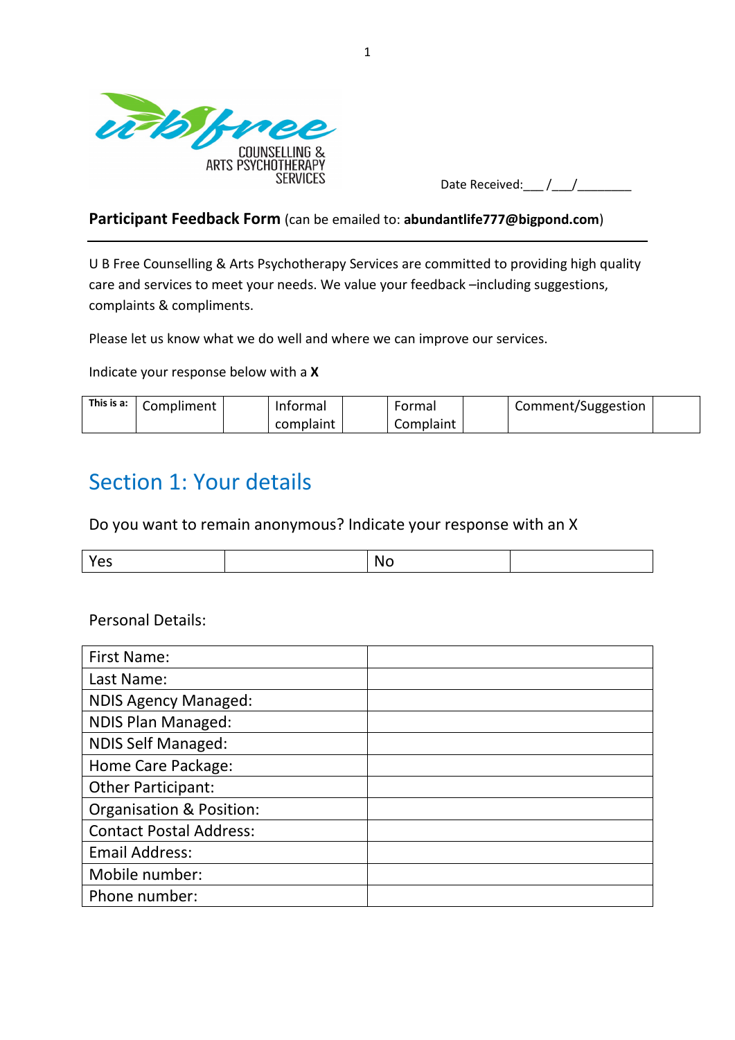u b free COUNSELLING & ARTS PSYCHOTHERAPY SERVICES

Date Received:___ /___/________

**Participant Feedback Form** (can be emailed to: **abundantlife777@bigpond.com**)

---

U B Free Counselling & Arts Psychotherapy Services are committed to providing high quality care and services to meet your needs. We value your feedback –including suggestions, complaints & compliments.

Please let us know what we do well and where we can improve our services.

Indicate your response below with a **X**

| **This is a:** | Compliment | | Informal complaint | | Formal Complaint | | Comment/Suggestion | |
|---|---|---|---|---|---|---|---|---|

## Section 1: Your details

Do you want to remain anonymous? Indicate your response with an X

| Yes | | No | |
|---|---|---|---|

Personal Details:

| | |
|---|---|
| First Name: | |
| Last Name: | |
| NDIS Agency Managed: | |
| NDIS Plan Managed: | |
| NDIS Self Managed: | |
| Home Care Package: | |
| Other Participant: | |
| Organisation & Position: | |
| Contact Postal Address: | |
| Email Address: | |
| Mobile number: | |
| Phone number: | |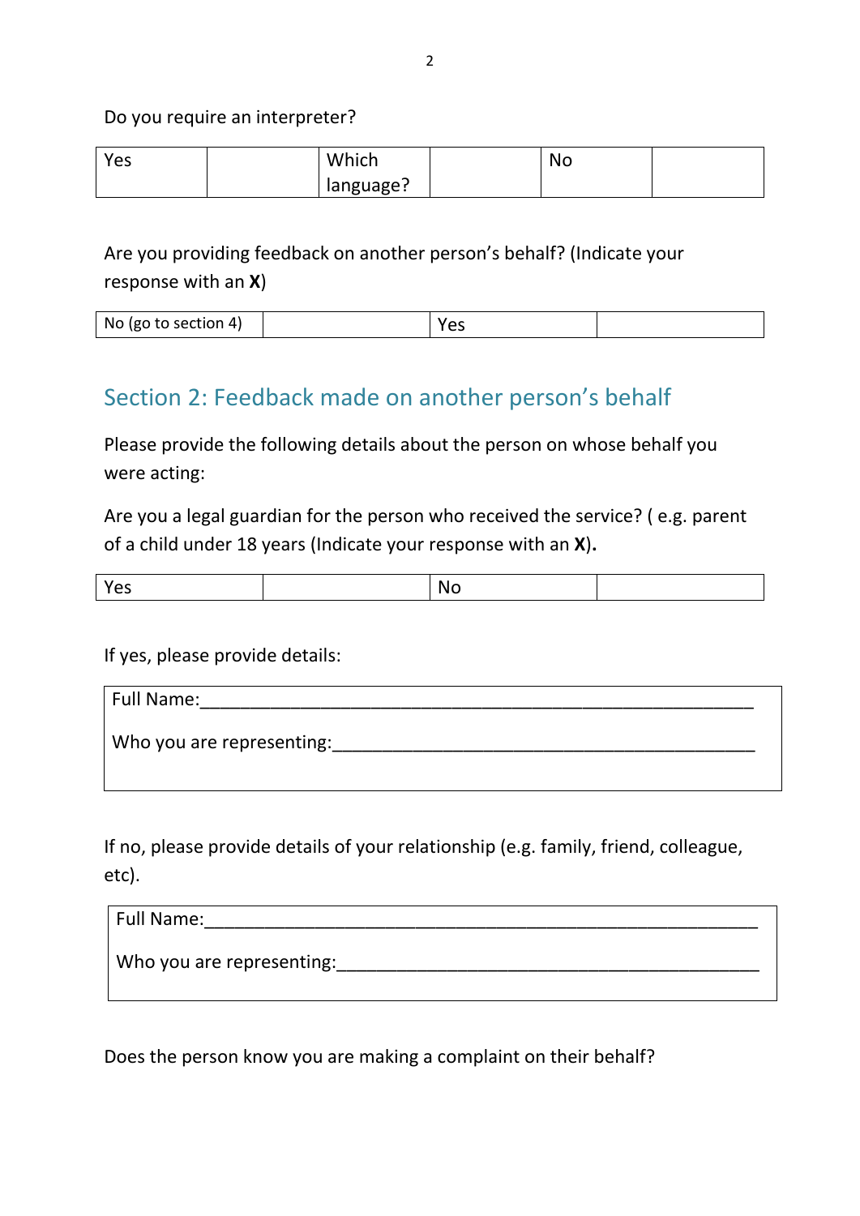Do you require an interpreter?

| Yes | | Which language? | | No | |
|---|---|---|---|---|---|

Are you providing feedback on another person's behalf? (Indicate your response with an **X**)

| No (go to section 4) | | Yes | |
|---|---|---|---|

## Section 2: Feedback made on another person's behalf

Please provide the following details about the person on whose behalf you were acting:

Are you a legal guardian for the person who received the service? ( e.g. parent of a child under 18 years (Indicate your response with an **X**)**.**

| Yes | | No | |
|---|---|---|---|

If yes, please provide details:

| Full Name:\_\_\_\_\_\_\_\_\_\_\_\_\_\_\_\_\_\_\_\_\_\_\_\_\_\_\_\_\_\_\_\_\_\_\_\_\_\_\_\_\_\_\_\_\_\_\_\_\_\_\_\_\_\_\_\_<br>Who you are representing:\_\_\_\_\_\_\_\_\_\_\_\_\_\_\_\_\_\_\_\_\_\_\_\_\_\_\_\_\_\_\_\_\_\_\_\_\_\_\_\_\_\_\_ |
|---|

If no, please provide details of your relationship (e.g. family, friend, colleague, etc).

| Full Name:\_\_\_\_\_\_\_\_\_\_\_\_\_\_\_\_\_\_\_\_\_\_\_\_\_\_\_\_\_\_\_\_\_\_\_\_\_\_\_\_\_\_\_\_\_\_\_\_\_\_\_\_\_\_\_\_<br>Who you are representing:\_\_\_\_\_\_\_\_\_\_\_\_\_\_\_\_\_\_\_\_\_\_\_\_\_\_\_\_\_\_\_\_\_\_\_\_\_\_\_\_\_\_\_ |
|---|

Does the person know you are making a complaint on their behalf?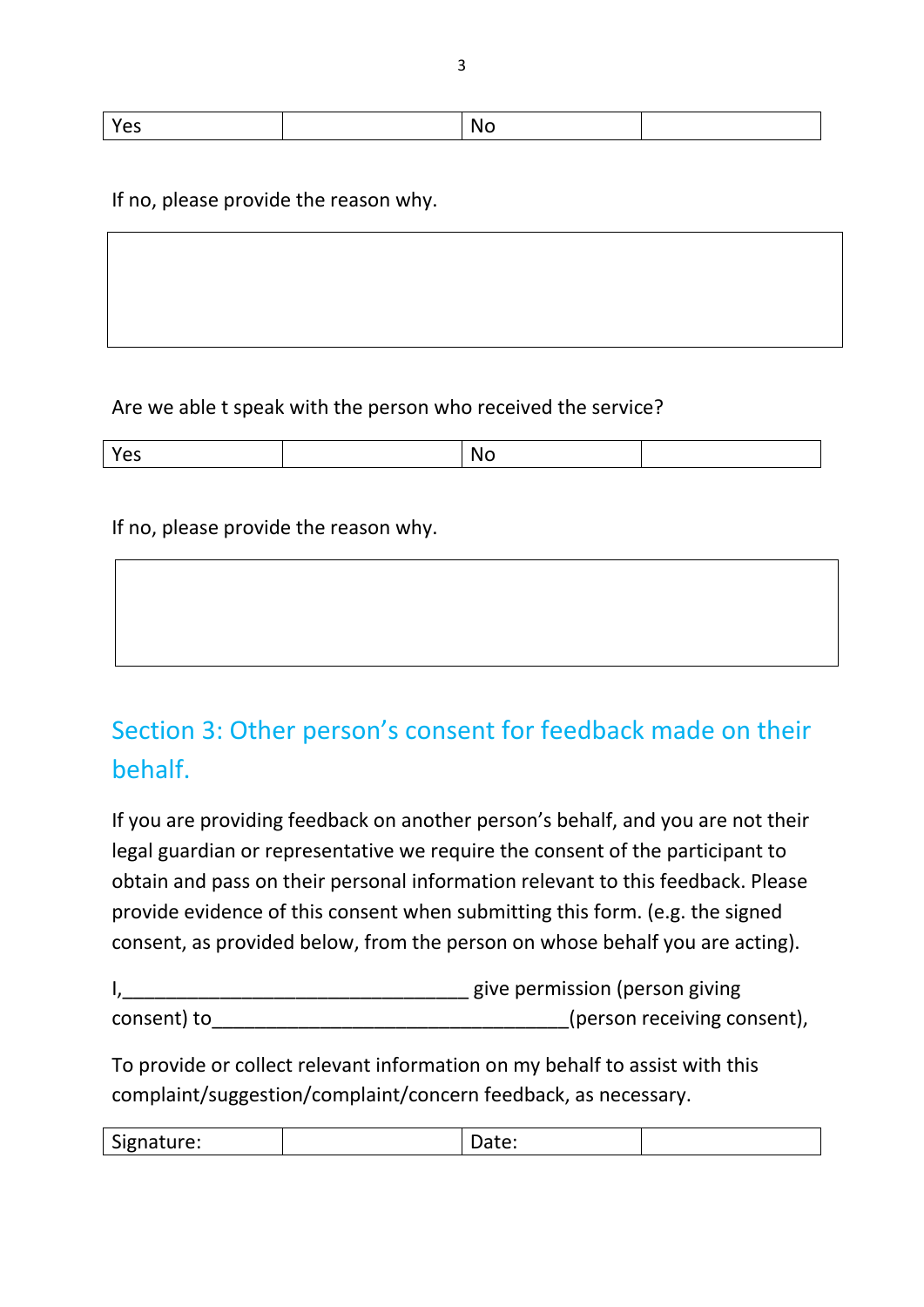| Yes | | No | |
|---|---|---|---|

If no, please provide the reason why.

| |
|---|
| |

Are we able t speak with the person who received the service?

| Yes | | No | |
|---|---|---|---|

If no, please provide the reason why.

| |
|---|
| |

## Section 3: Other person's consent for feedback made on their behalf.

If you are providing feedback on another person's behalf, and you are not their legal guardian or representative we require the consent of the participant to obtain and pass on their personal information relevant to this feedback. Please provide evidence of this consent when submitting this form. (e.g. the signed consent, as provided below, from the person on whose behalf you are acting).

I,________________________________ give permission (person giving consent) to_________________________________(person receiving consent),

To provide or collect relevant information on my behalf to assist with this complaint/suggestion/complaint/concern feedback, as necessary.

| Signature: | | Date: | |
|---|---|---|---|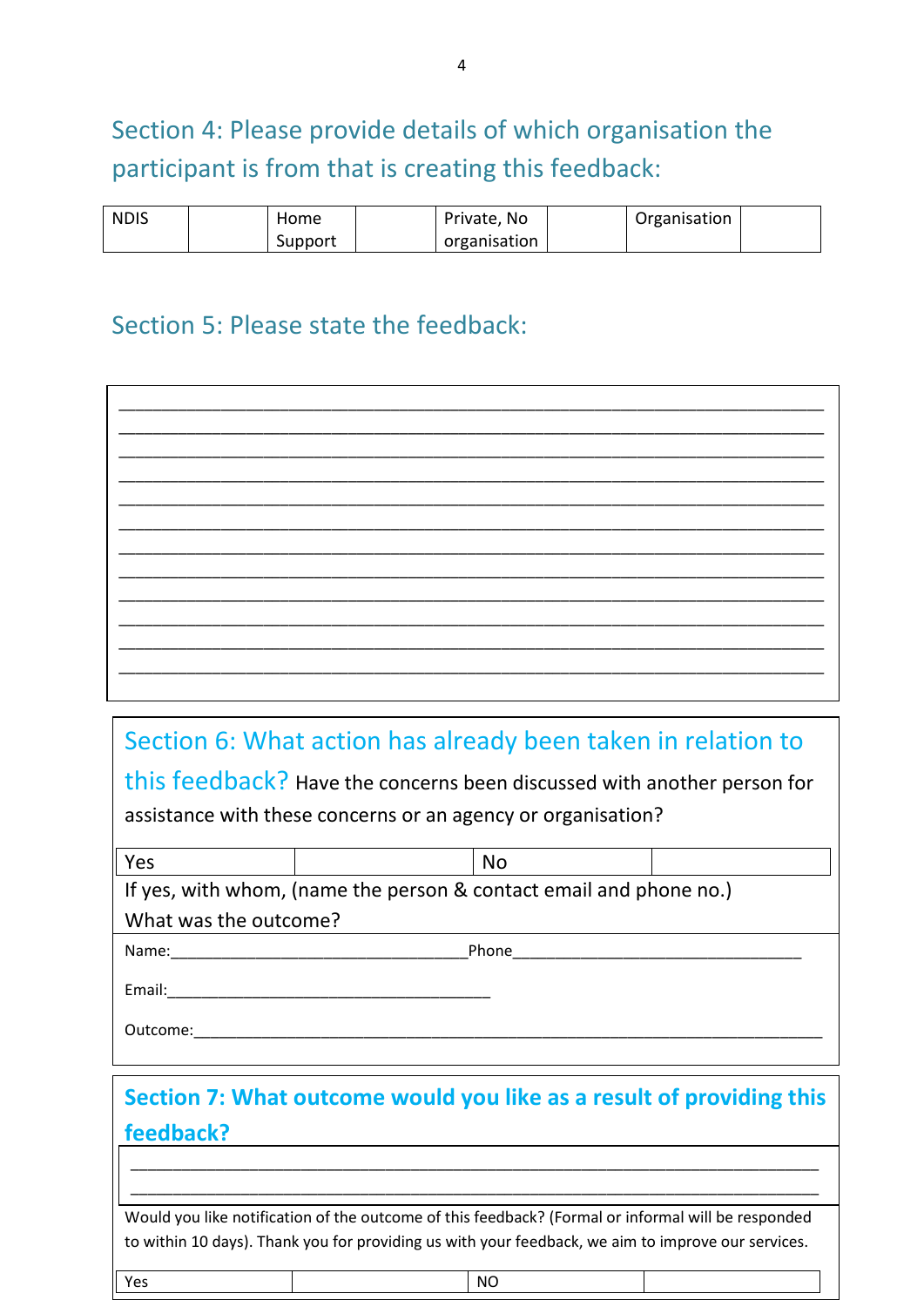## Section 4: Please provide details of which organisation the participant is from that is creating this feedback:

| | | | | | | | |
|---|---|---|---|---|---|---|---|
| NDIS | | Home Support | | Private, No organisation | | Organisation | |

## Section 5: Please state the feedback:

____________________________________________________________________________
____________________________________________________________________________
____________________________________________________________________________
____________________________________________________________________________
____________________________________________________________________________
____________________________________________________________________________
____________________________________________________________________________
____________________________________________________________________________
____________________________________________________________________________
____________________________________________________________________________
____________________________________________________________________________
____________________________________________________________________________

## Section 6: What action has already been taken in relation to this feedback?

Have the concerns been discussed with another person for assistance with these concerns or an agency or organisation?

| | | | |
|---|---|---|---|
| Yes | | No | |

If yes, with whom, (name the person & contact email and phone no.)
What was the outcome?

Name:__________________________________ Phone__________________________________

Email:______________________________________

Outcome:__________________________________________________________________________

## Section 7: What outcome would you like as a result of providing this feedback?

____________________________________________________________________________
____________________________________________________________________________

Would you like notification of the outcome of this feedback? (Formal or informal will be responded to within 10 days). Thank you for providing us with your feedback, we aim to improve our services.

| | | | |
|---|---|---|---|
| Yes | | NO | |